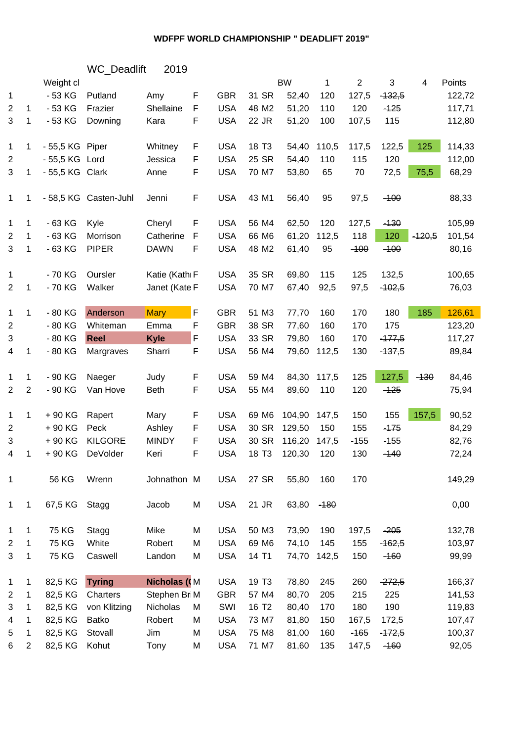# WDFPF WORLD CHAMPIONSHIP " DEADLIFT 2019"

WC_Deadlift 2019

| | | Weight cl | | | | | | | BW | 1 | 2 | 3 | 4 | Points |
|---|---|---|---|---|---|---|---|---|---|---|---|---|---|---|
| 1 | | - 53 KG | Putland | Amy | F | GBR | 31 | SR | 52,40 | 120 | 127,5 | ~~132,5~~ | | 122,72 |
| 2 | 1 | - 53 KG | Frazier | Shellaine | F | USA | 48 | M2 | 51,20 | 110 | 120 | ~~125~~ | | 117,71 |
| 3 | 1 | - 53 KG | Downing | Kara | F | USA | 22 | JR | 51,20 | 100 | 107,5 | 115 | | 112,80 |
| | | | | | | | | | | | | | | |
| 1 | 1 | - 55,5 KG | Piper | Whitney | F | USA | 18 | T3 | 54,40 | 110,5 | 117,5 | 122,5 | 125 | 114,33 |
| 2 | | - 55,5 KG | Lord | Jessica | F | USA | 25 | SR | 54,40 | 110 | 115 | 120 | | 112,00 |
| 3 | 1 | - 55,5 KG | Clark | Anne | F | USA | 70 | M7 | 53,80 | 65 | 70 | 72,5 | 75,5 | 68,29 |
| | | | | | | | | | | | | | | |
| 1 | 1 | - 58,5 KG | Casten-Juhl | Jenni | F | USA | 43 | M1 | 56,40 | 95 | 97,5 | ~~100~~ | | 88,33 |
| | | | | | | | | | | | | | | |
| 1 | 1 | - 63 KG | Kyle | Cheryl | F | USA | 56 | M4 | 62,50 | 120 | 127,5 | ~~130~~ | | 105,99 |
| 2 | 1 | - 63 KG | Morrison | Catherine | F | USA | 66 | M6 | 61,20 | 112,5 | 118 | 120 | ~~120,5~~ | 101,54 |
| 3 | 1 | - 63 KG | PIPER | DAWN | F | USA | 48 | M2 | 61,40 | 95 | ~~100~~ | ~~100~~ | | 80,16 |
| | | | | | | | | | | | | | | |
| 1 | | - 70 KG | Oursler | Katie (Kath | F | USA | 35 | SR | 69,80 | 115 | 125 | 132,5 | | 100,65 |
| 2 | 1 | - 70 KG | Walker | Janet (Kate | F | USA | 70 | M7 | 67,40 | 92,5 | 97,5 | ~~102,5~~ | | 76,03 |
| | | | | | | | | | | | | | | |
| 1 | 1 | - 80 KG | Anderson | Mary | F | GBR | 51 | M3 | 77,70 | 160 | 170 | 180 | 185 | 126,61 |
| 2 | | - 80 KG | Whiteman | Emma | F | GBR | 38 | SR | 77,60 | 160 | 170 | 175 | | 123,20 |
| 3 | | - 80 KG | **Reel** | **Kyle** | F | USA | 33 | SR | 79,80 | 160 | 170 | ~~177,5~~ | | 117,27 |
| 4 | 1 | - 80 KG | Margraves | Sharri | F | USA | 56 | M4 | 79,60 | 112,5 | 130 | ~~137,5~~ | | 89,84 |
| | | | | | | | | | | | | | | |
| 1 | 1 | - 90 KG | Naeger | Judy | F | USA | 59 | M4 | 84,30 | 117,5 | 125 | 127,5 | ~~130~~ | 84,46 |
| 2 | 2 | - 90 KG | Van Hove | Beth | F | USA | 55 | M4 | 89,60 | 110 | 120 | ~~125~~ | | 75,94 |
| | | | | | | | | | | | | | | |
| 1 | 1 | + 90 KG | Rapert | Mary | F | USA | 69 | M6 | 104,90 | 147,5 | 150 | 155 | 157,5 | 90,52 |
| 2 | | + 90 KG | Peck | Ashley | F | USA | 30 | SR | 129,50 | 150 | 155 | ~~175~~ | | 84,29 |
| 3 | | + 90 KG | KILGORE | MINDY | F | USA | 30 | SR | 116,20 | 147,5 | ~~155~~ | ~~155~~ | | 82,76 |
| 4 | 1 | + 90 KG | DeVolder | Keri | F | USA | 18 | T3 | 120,30 | 120 | 130 | ~~140~~ | | 72,24 |
| | | | | | | | | | | | | | | |
| 1 | | 56 KG | Wrenn | Johnathon | M | USA | 27 | SR | 55,80 | 160 | 170 | | | 149,29 |
| | | | | | | | | | | | | | | |
| 1 | 1 | 67,5 KG | Stagg | Jacob | M | USA | 21 | JR | 63,80 | ~~180~~ | | | | 0,00 |
| | | | | | | | | | | | | | | |
| 1 | 1 | 75 KG | Stagg | Mike | M | USA | 50 | M3 | 73,90 | 190 | 197,5 | ~~205~~ | | 132,78 |
| 2 | 1 | 75 KG | White | Robert | M | USA | 69 | M6 | 74,10 | 145 | 155 | ~~162,5~~ | | 103,97 |
| 3 | 1 | 75 KG | Caswell | Landon | M | USA | 14 | T1 | 74,70 | 142,5 | 150 | ~~160~~ | | 99,99 |
| | | | | | | | | | | | | | | |
| 1 | 1 | 82,5 KG | **Tyring** | **Nicholas (** | M | USA | 19 | T3 | 78,80 | 245 | 260 | ~~272,5~~ | | 166,37 |
| 2 | 1 | 82,5 KG | Charters | Stephen Bri | M | GBR | 57 | M4 | 80,70 | 205 | 215 | 225 | | 141,53 |
| 3 | 1 | 82,5 KG | von Klitzing | Nicholas | M | SWI | 16 | T2 | 80,40 | 170 | 180 | 190 | | 119,83 |
| 4 | 1 | 82,5 KG | Batko | Robert | M | USA | 73 | M7 | 81,80 | 150 | 167,5 | 172,5 | | 107,47 |
| 5 | 1 | 82,5 KG | Stovall | Jim | M | USA | 75 | M8 | 81,00 | 160 | ~~165~~ | ~~172,5~~ | | 100,37 |
| 6 | 2 | 82,5 KG | Kohut | Tony | M | USA | 71 | M7 | 81,60 | 135 | 147,5 | ~~160~~ | | 92,05 |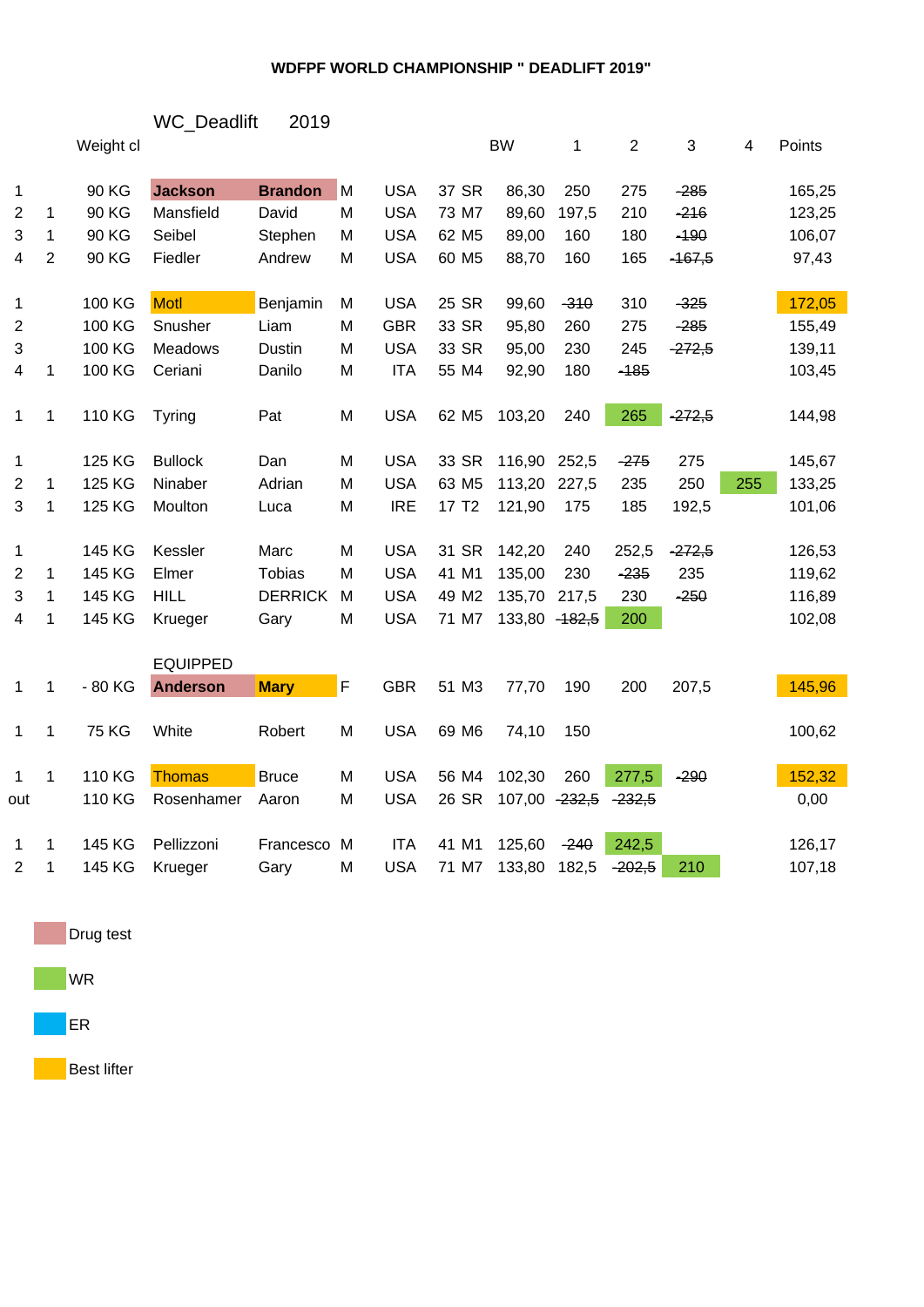# WDFPF WORLD CHAMPIONSHIP " DEADLIFT 2019"

WC_Deadlift 2019

| | | Weight cl | | | | | | | BW | 1 | 2 | 3 | 4 | Points |
|---|---|---|---|---|---|---|---|---|---|---|---|---|---|---|
| 1 | | 90 KG | **Jackson** | **Brandon** | M | USA | 37 | SR | 86,30 | 250 | 275 | ~~-285~~ | | 165,25 |
| 2 | 1 | 90 KG | Mansfield | David | M | USA | 73 | M7 | 89,60 | 197,5 | 210 | ~~-216~~ | | 123,25 |
| 3 | 1 | 90 KG | Seibel | Stephen | M | USA | 62 | M5 | 89,00 | 160 | 180 | ~~-190~~ | | 106,07 |
| 4 | 2 | 90 KG | Fiedler | Andrew | M | USA | 60 | M5 | 88,70 | 160 | 165 | ~~-167,5~~ | | 97,43 |
| | | | | | | | | | | | | | | |
| 1 | | 100 KG | Motl | Benjamin | M | USA | 25 | SR | 99,60 | ~~-310~~ | 310 | ~~-325~~ | | 172,05 |
| 2 | | 100 KG | Snusher | Liam | M | GBR | 33 | SR | 95,80 | 260 | 275 | ~~-285~~ | | 155,49 |
| 3 | | 100 KG | Meadows | Dustin | M | USA | 33 | SR | 95,00 | 230 | 245 | ~~-272,5~~ | | 139,11 |
| 4 | 1 | 100 KG | Ceriani | Danilo | M | ITA | 55 | M4 | 92,90 | 180 | ~~-185~~ | | | 103,45 |
| | | | | | | | | | | | | | | |
| 1 | 1 | 110 KG | Tyring | Pat | M | USA | 62 | M5 | 103,20 | 240 | 265 | ~~-272,5~~ | | 144,98 |
| | | | | | | | | | | | | | | |
| 1 | | 125 KG | Bullock | Dan | M | USA | 33 | SR | 116,90 | 252,5 | ~~-275~~ | 275 | | 145,67 |
| 2 | 1 | 125 KG | Ninaber | Adrian | M | USA | 63 | M5 | 113,20 | 227,5 | 235 | 250 | 255 | 133,25 |
| 3 | 1 | 125 KG | Moulton | Luca | M | IRE | 17 | T2 | 121,90 | 175 | 185 | 192,5 | | 101,06 |
| | | | | | | | | | | | | | | |
| 1 | | 145 KG | Kessler | Marc | M | USA | 31 | SR | 142,20 | 240 | 252,5 | ~~-272,5~~ | | 126,53 |
| 2 | 1 | 145 KG | Elmer | Tobias | M | USA | 41 | M1 | 135,00 | 230 | ~~-235~~ | 235 | | 119,62 |
| 3 | 1 | 145 KG | HILL | DERRICK | M | USA | 49 | M2 | 135,70 | 217,5 | 230 | ~~-250~~ | | 116,89 |
| 4 | 1 | 145 KG | Krueger | Gary | M | USA | 71 | M7 | 133,80 | ~~-182,5~~ | 200 | | | 102,08 |
| | | | | | | | | | | | | | | |
| | | | EQUIPPED | | | | | | | | | | | |
| 1 | 1 | - 80 KG | **Anderson** | **Mary** | F | GBR | 51 | M3 | 77,70 | 190 | 200 | 207,5 | | 145,96 |
| | | | | | | | | | | | | | | |
| 1 | 1 | 75 KG | White | Robert | M | USA | 69 | M6 | 74,10 | 150 | | | | 100,62 |
| | | | | | | | | | | | | | | |
| 1 | 1 | 110 KG | Thomas | Bruce | M | USA | 56 | M4 | 102,30 | 260 | 277,5 | ~~-290~~ | | 152,32 |
| out | | 110 KG | Rosenhamer | Aaron | M | USA | 26 | SR | 107,00 | ~~-232,5~~ | ~~-232,5~~ | | | 0,00 |
| | | | | | | | | | | | | | | |
| 1 | 1 | 145 KG | Pellizzoni | Francesco | M | ITA | 41 | M1 | 125,60 | ~~-240~~ | 242,5 | | | 126,17 |
| 2 | 1 | 145 KG | Krueger | Gary | M | USA | 71 | M7 | 133,80 | 182,5 | ~~-202,5~~ | 210 | | 107,18 |

Drug test

WR

ER

Best lifter